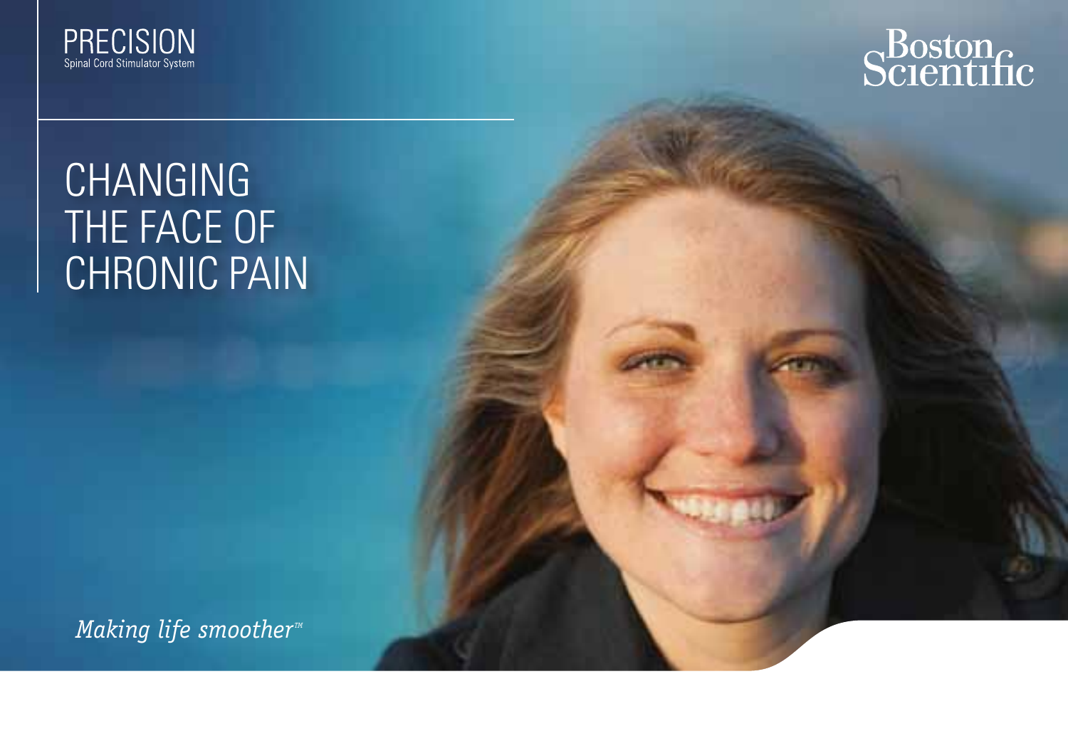PRECISION
Spinal Cord Stimulator System

Boston Scientific

# CHANGING THE FACE OF CHRONIC PAIN

*Making life smoother™*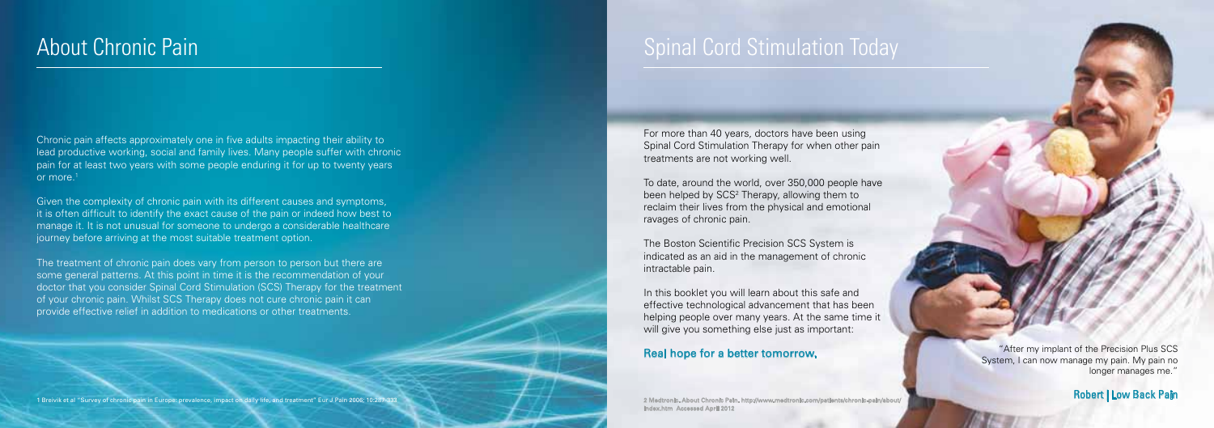## About Chronic Pain

Chronic pain affects approximately one in five adults impacting their ability to lead productive working, social and family lives. Many people suffer with chronic pain for at least two years with some people enduring it for up to twenty years or more.[1]

Given the complexity of chronic pain with its different causes and symptoms, it is often difficult to identify the exact cause of the pain or indeed how best to manage it. It is not unusual for someone to undergo a considerable healthcare journey before arriving at the most suitable treatment option.

The treatment of chronic pain does vary from person to person but there are some general patterns. At this point in time it is the recommendation of your doctor that you consider Spinal Cord Stimulation (SCS) Therapy for the treatment of your chronic pain. Whilst SCS Therapy does not cure chronic pain it can provide effective relief in addition to medications or other treatments.

1 Breivik et al "Survey of chronic pain in Europe: prevalence, impact on daily life, and treatment" Eur J Pain 2006; 10:287-333

## Spinal Cord Stimulation Today

For more than 40 years, doctors have been using Spinal Cord Stimulation Therapy for when other pain treatments are not working well.

To date, around the world, over 350,000 people have been helped by SCS[2] Therapy, allowing them to reclaim their lives from the physical and emotional ravages of chronic pain.

The Boston Scientific Precision SCS System is indicated as an aid in the management of chronic intractable pain.

In this booklet you will learn about this safe and effective technological advancement that has been helping people over many years. At the same time it will give you something else just as important:

**Real hope for a better tomorrow.**

"After my implant of the Precision Plus SCS System, I can now manage my pain. My pain no longer manages me."

**Robert | Low Back Pain**

2 Medtronic. About Chronic Pain. http://www.medtronic.com/patients/chronic-pain/about/index.htm Accessed April 2012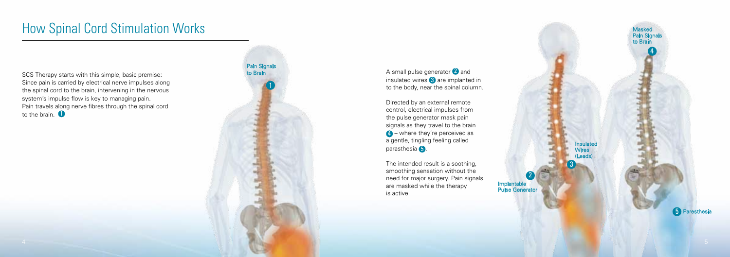# How Spinal Cord Stimulation Works

SCS Therapy starts with this simple, basic premise: Since pain is carried by electrical nerve impulses along the spinal cord to the brain, intervening in the nervous system's impulse flow is key to managing pain. Pain travels along nerve fibres through the spinal cord to the brain. 1

Pain Signals to Brain 1

A small pulse generator 2 and insulated wires 3 are implanted in to the body, near the spinal column.

Directed by an external remote control, electrical impulses from the pulse generator mask pain signals as they travel to the brain 4 – where they're perceived as a gentle, tingling feeling called parasthesia 5.

The intended result is a soothing, smoothing sensation without the need for major surgery. Pain signals are masked while the therapy is active.

Masked Pain Signals to Brain 4

Insulated Wires (Leads) 3

2 Implantable Pulse Generator

5 Paresthesia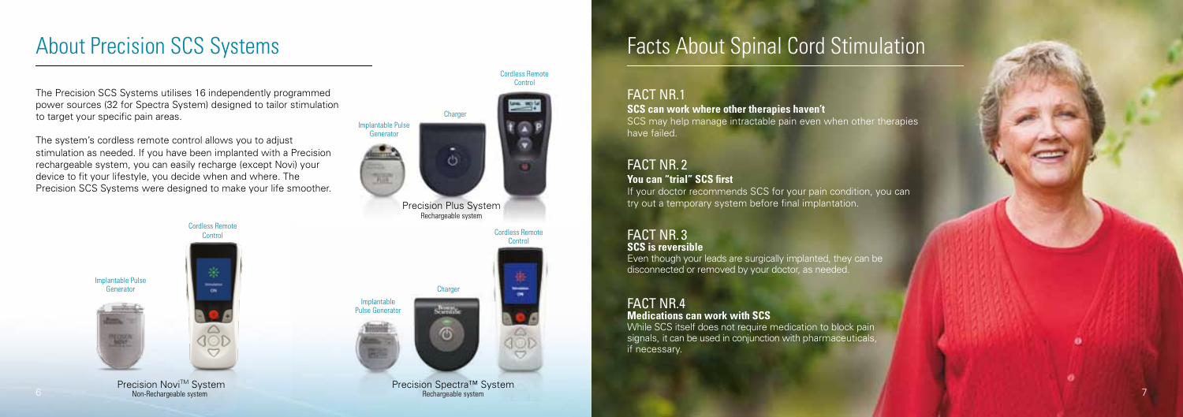# About Precision SCS Systems

The Precision SCS Systems utilises 16 independently programmed power sources (32 for Spectra System) designed to tailor stimulation to target your specific pain areas.

The system's cordless remote control allows you to adjust stimulation as needed. If you have been implanted with a Precision rechargeable system, you can easily recharge (except Novi) your device to fit your lifestyle, you decide when and where. The Precision SCS Systems were designed to make your life smoother.

Implantable Pulse Generator

Charger

Cordless Remote Control

Precision Plus System
Rechargeable system

Implantable Pulse Generator

Cordless Remote Control

Precision Novi™ System
Non-Rechargeable system

Implantable Pulse Generator

Charger

Cordless Remote Control

Precision Spectra™ System
Rechargeable system

# Facts About Spinal Cord Stimulation

## FACT NR.1

**SCS can work where other therapies haven't**

SCS may help manage intractable pain even when other therapies have failed.

## FACT NR. 2

**You can "trial" SCS first**

If your doctor recommends SCS for your pain condition, you can try out a temporary system before final implantation.

## FACT NR. 3

**SCS is reversible**

Even though your leads are surgically implanted, they can be disconnected or removed by your doctor, as needed.

## FACT NR.4

**Medications can work with SCS**

While SCS itself does not require medication to block pain signals, it can be used in conjunction with pharmaceuticals, if necessary.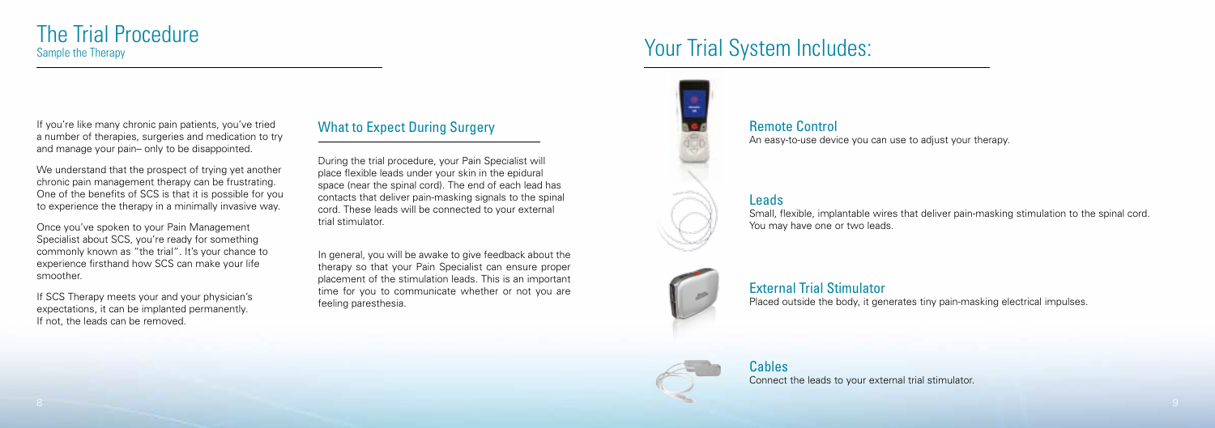# The Trial Procedure

## Sample the Therapy

If you're like many chronic pain patients, you've tried a number of therapies, surgeries and medication to try and manage your pain– only to be disappointed.

We understand that the prospect of trying yet another chronic pain management therapy can be frustrating. One of the benefits of SCS is that it is possible for you to experience the therapy in a minimally invasive way.

Once you've spoken to your Pain Management Specialist about SCS, you're ready for something commonly known as "the trial". It's your chance to experience firsthand how SCS can make your life smoother.

If SCS Therapy meets your and your physician's expectations, it can be implanted permanently. If not, the leads can be removed.

## What to Expect During Surgery

During the trial procedure, your Pain Specialist will place flexible leads under your skin in the epidural space (near the spinal cord). The end of each lead has contacts that deliver pain-masking signals to the spinal cord. These leads will be connected to your external trial stimulator.

In general, you will be awake to give feedback about the therapy so that your Pain Specialist can ensure proper placement of the stimulation leads. This is an important time for you to communicate whether or not you are feeling paresthesia.

# Your Trial System Includes:

### Remote Control

An easy-to-use device you can use to adjust your therapy.

### Leads

Small, flexible, implantable wires that deliver pain-masking stimulation to the spinal cord. You may have one or two leads.

### External Trial Stimulator

Placed outside the body, it generates tiny pain-masking electrical impulses.

### Cables

Connect the leads to your external trial stimulator.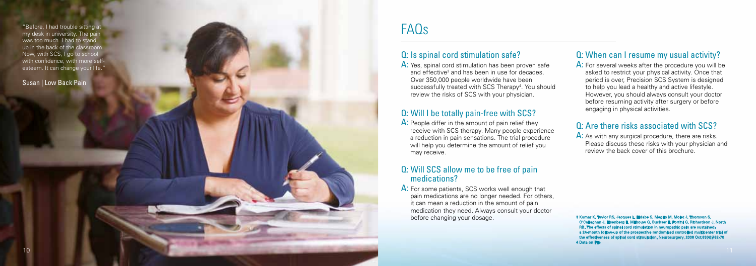"Before, I had trouble sitting at my desk in university. The pain was too much. I had to stand up in the back of the classroom. Now, with SCS, I go to school with confidence, with more self-esteem. It can change your life."

Susan | Low Back Pain

# FAQs

## Q: Is spinal cord stimulation safe?

A: Yes, spinal cord stimulation has been proven safe and effective[3] and has been in use for decades. Over 350,000 people worldwide have been successfully treated with SCS Therapy[4]. You should review the risks of SCS with your physician.

## Q: Will I be totally pain-free with SCS?

A: People differ in the amount of pain relief they receive with SCS therapy. Many people experience a reduction in pain sensations. The trial procedure will help you determine the amount of relief you may receive.

## Q: Will SCS allow me to be free of pain medications?

A: For some patients, SCS works well enough that pain medications are no longer needed. For others, it can mean a reduction in the amount of pain medication they need. Always consult your doctor before changing your dosage.

## Q: When can I resume my usual activity?

A: For several weeks after the procedure you will be asked to restrict your physical activity. Once that period is over, Precision SCS System is designed to help you lead a healthy and active lifestyle. However, you should always consult your doctor before resuming activity after surgery or before engaging in physical activities.

## Q: Are there risks associated with SCS?

A: As with any surgical procedure, there are risks. Please discuss these risks with your physician and review the back cover of this brochure.

3 Kumar K, Taylor RS, Jacques L, Eldabe S, Meglio M, Molet J, Thomson S, O'Callaghan J, Eisenberg E, Milbouw G, Buchser E, Fortini G, Richardson J, North RB. The effects of spinal cord stimulation in neuropathic pain are sustained: a 24-month follow-up of the prospective randomized controlled multicenter trial of the effectiveness of spinal cord stimulation. Neurosurgery. 2008 Oct;63(4):762-70
4 Data on File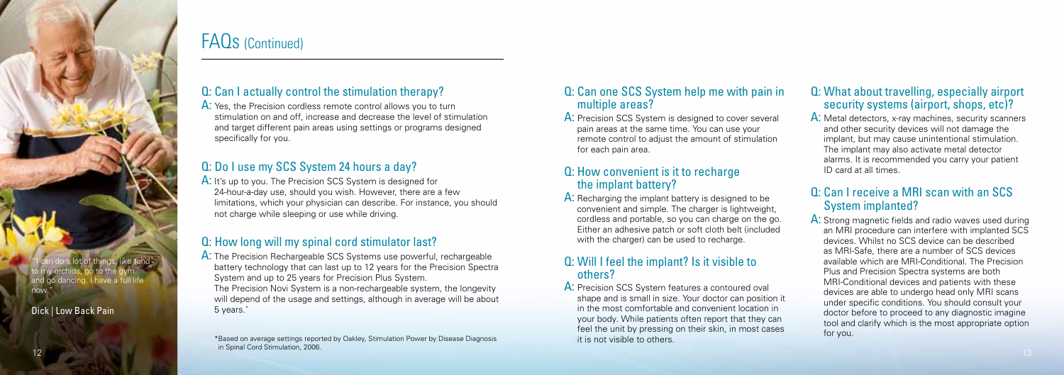# FAQs (Continued)

"I can do a lot of things, like tend to my orchids, go to the gym and go dancing. I have a full life now."

Dick | Low Back Pain

## Q: Can I actually control the stimulation therapy?

A: Yes, the Precision cordless remote control allows you to turn stimulation on and off, increase and decrease the level of stimulation and target different pain areas using settings or programs designed specifically for you.

## Q: Do I use my SCS System 24 hours a day?

A: It's up to you. The Precision SCS System is designed for 24-hour-a-day use, should you wish. However, there are a few limitations, which your physician can describe. For instance, you should not charge while sleeping or use while driving.

## Q: How long will my spinal cord stimulator last?

A: The Precision Rechargeable SCS Systems use powerful, rechargeable battery technology that can last up to 12 years for the Precision Spectra System and up to 25 years for Precision Plus System.
The Precision Novi System is a non-rechargeable system, the longevity will depend of the usage and settings, although in average will be about 5 years.*

*Based on average settings reported by Oakley, Stimulation Power by Disease Diagnosis in Spinal Cord Stimulation, 2006.

## Q: Can one SCS System help me with pain in multiple areas?

A: Precision SCS System is designed to cover several pain areas at the same time. You can use your remote control to adjust the amount of stimulation for each pain area.

## Q: How convenient is it to recharge the implant battery?

A: Recharging the implant battery is designed to be convenient and simple. The charger is lightweight, cordless and portable, so you can charge on the go. Either an adhesive patch or soft cloth belt (included with the charger) can be used to recharge.

## Q: Will I feel the implant? Is it visible to others?

A: Precision SCS System features a contoured oval shape and is small in size. Your doctor can position it in the most comfortable and convenient location in your body. While patients often report that they can feel the unit by pressing on their skin, in most cases it is not visible to others.

## Q: What about travelling, especially airport security systems (airport, shops, etc)?

A: Metal detectors, x-ray machines, security scanners and other security devices will not damage the implant, but may cause unintentional stimulation. The implant may also activate metal detector alarms. It is recommended you carry your patient ID card at all times.

## Q: Can I receive a MRI scan with an SCS System implanted?

A: Strong magnetic fields and radio waves used during an MRI procedure can interfere with implanted SCS devices. Whilst no SCS device can be described as MRI-Safe, there are a number of SCS devices available which are MRI-Conditional. The Precision Plus and Precision Spectra systems are both MRI-Conditional devices and patients with these devices are able to undergo head only MRI scans under specific conditions. You should consult your doctor before to proceed to any diagnostic imagine tool and clarify which is the most appropriate option for you.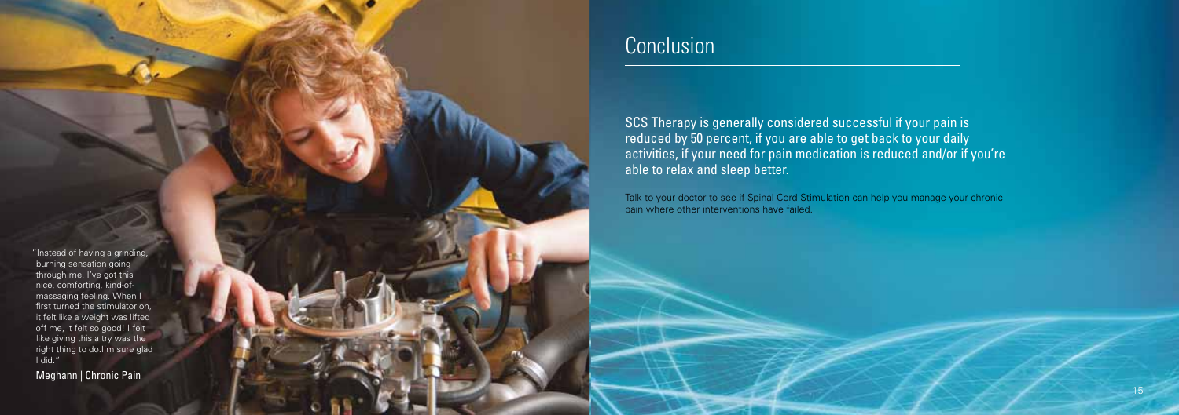"Instead of having a grinding, burning sensation going through me, I've got this nice, comforting, kind-of-massaging feeling. When I first turned the stimulator on, it felt like a weight was lifted off me, it felt so good! I felt like giving this a try was the right thing to do.I'm sure glad I did."

Meghann | Chronic Pain

## Conclusion

SCS Therapy is generally considered successful if your pain is reduced by 50 percent, if you are able to get back to your daily activities, if your need for pain medication is reduced and/or if you're able to relax and sleep better.

Talk to your doctor to see if Spinal Cord Stimulation can help you manage your chronic pain where other interventions have failed.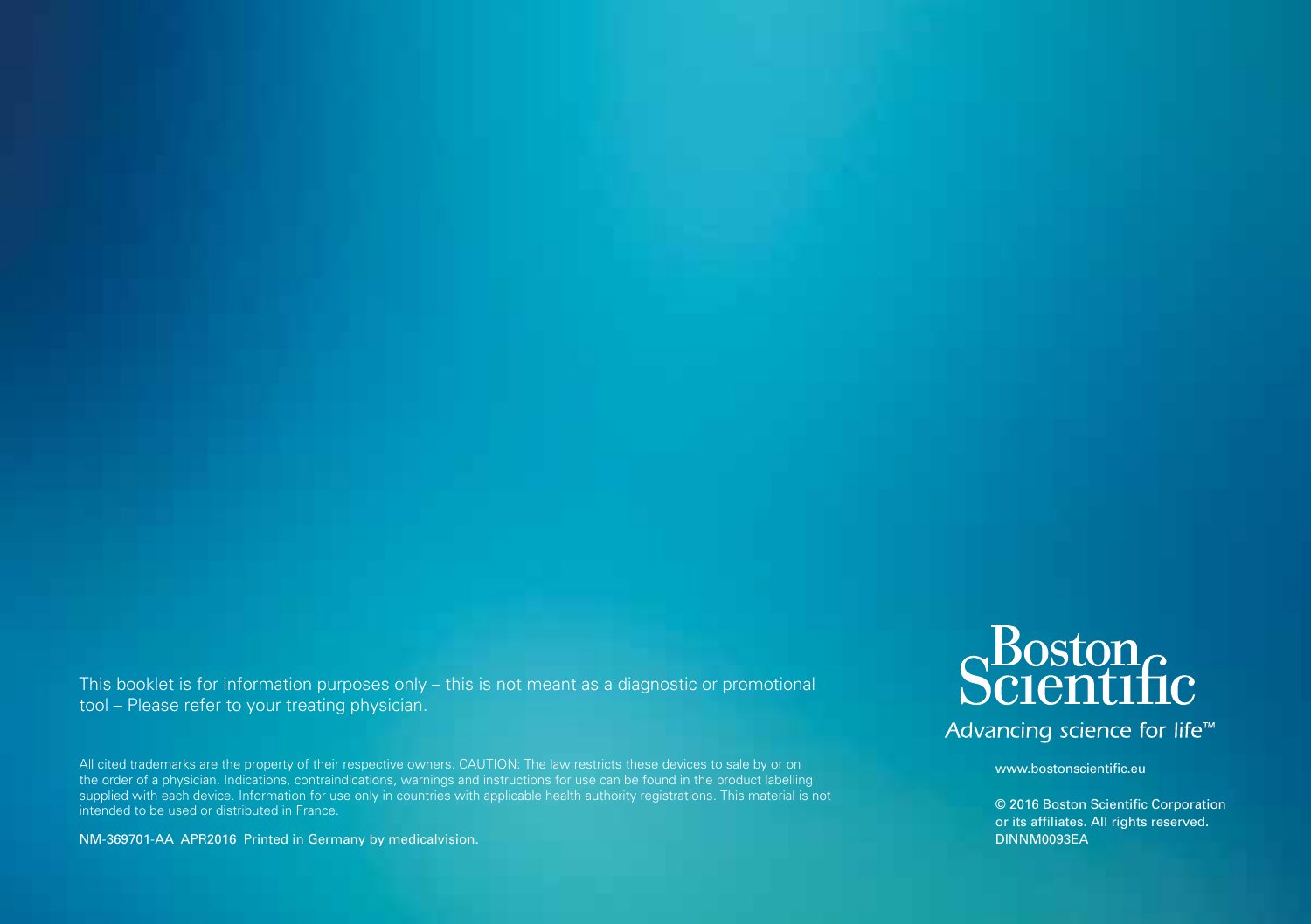This booklet is for information purposes only – this is not meant as a diagnostic or promotional tool – Please refer to your treating physician.

All cited trademarks are the property of their respective owners. CAUTION: The law restricts these devices to sale by or on the order of a physician. Indications, contraindications, warnings and instructions for use can be found in the product labelling supplied with each device. Information for use only in countries with applicable health authority registrations. This material is not intended to be used or distributed in France.

NM-369701-AA_APR2016 Printed in Germany by medicalvision.

Boston Scientific

*Advancing science for life™*

www.bostonscientific.eu

© 2016 Boston Scientific Corporation or its affiliates. All rights reserved.
DINNM0093EA